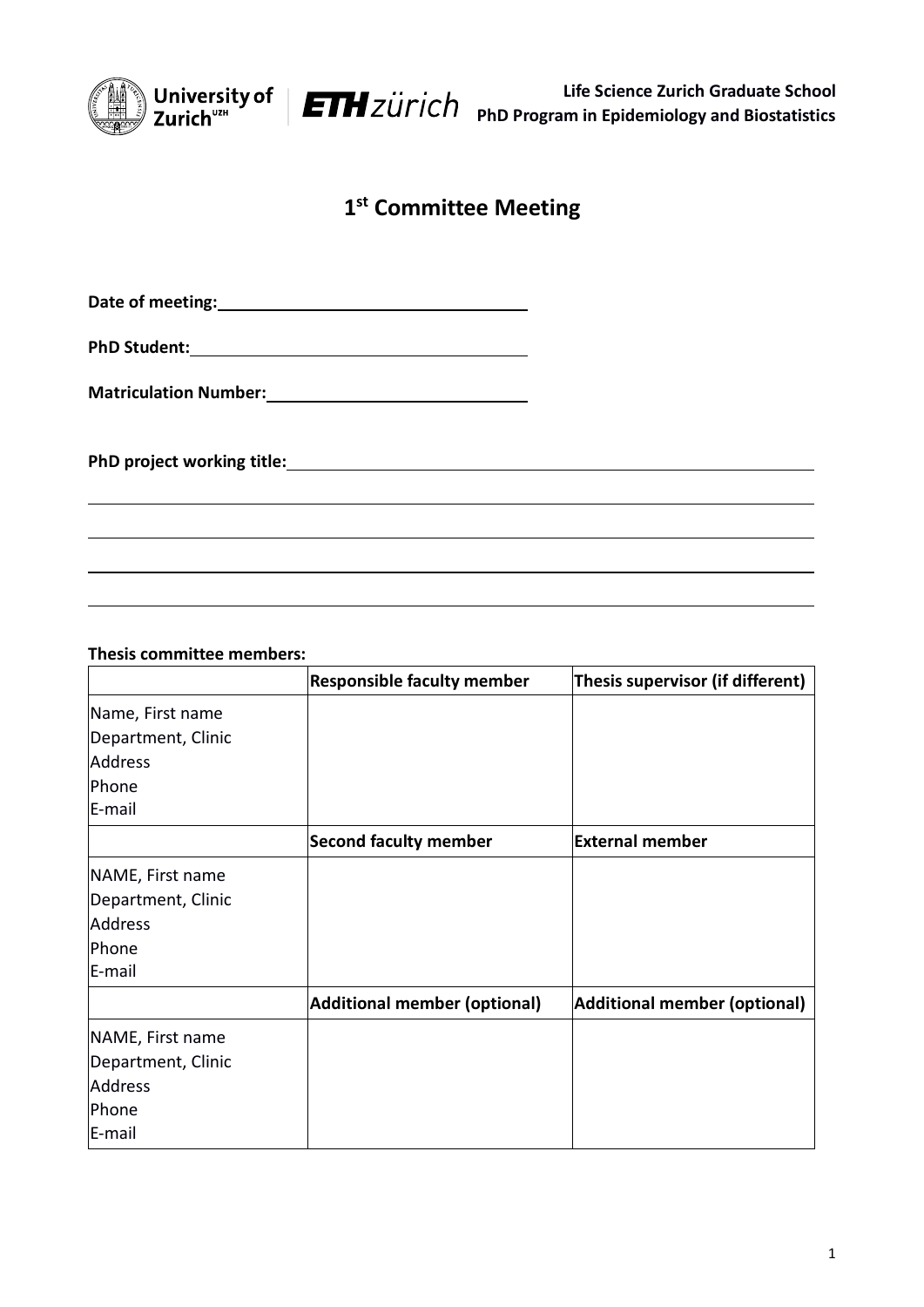Life Science Zurich Graduate School
PhD Program in Epidemiology and Biostatistics

# 1st Committee Meeting

**Date of meeting:** ______________________________

**PhD Student:** ______________________________

**Matriculation Number:** ______________________________

**PhD project working title:** ______________________________

______________________________

______________________________

______________________________

______________________________

**Thesis committee members:**

| | **Responsible faculty member** | **Thesis supervisor (if different)** |
|---|---|---|
| Name, First name<br>Department, Clinic<br>Address<br>Phone<br>E-mail | | |
| | **Second faculty member** | **External member** |
| NAME, First name<br>Department, Clinic<br>Address<br>Phone<br>E-mail | | |
| | **Additional member (optional)** | **Additional member (optional)** |
| NAME, First name<br>Department, Clinic<br>Address<br>Phone<br>E-mail | | |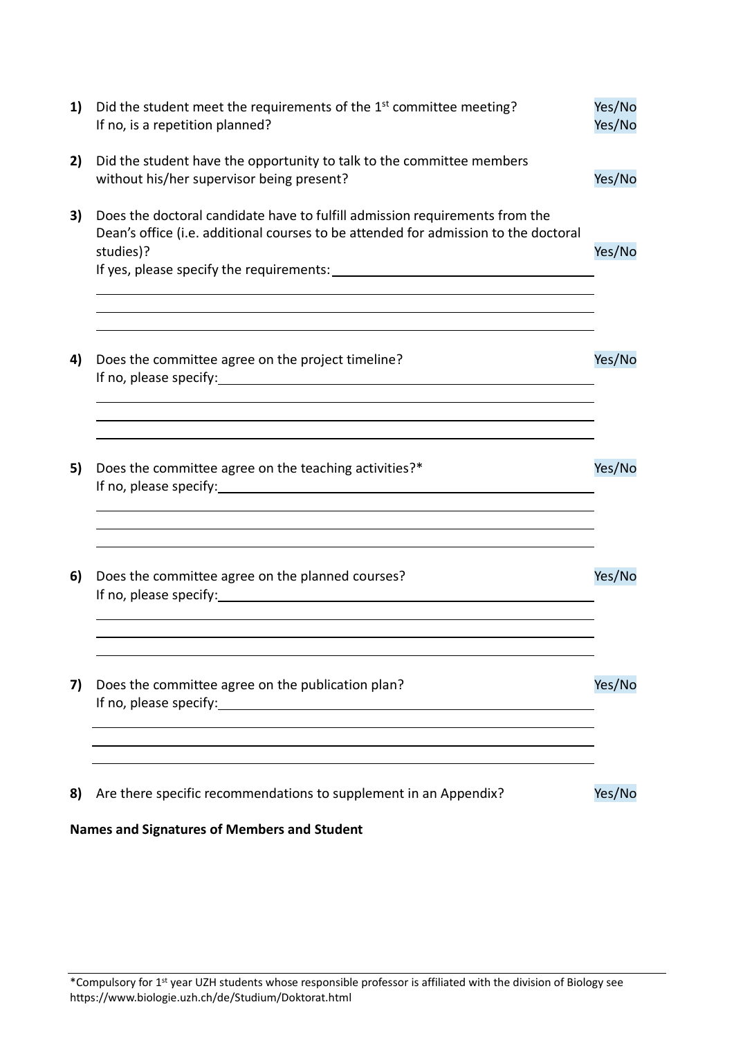**1)** Did the student meet the requirements of the 1st committee meeting? Yes/No
If no, is a repetition planned? Yes/No

**2)** Did the student have the opportunity to talk to the committee members without his/her supervisor being present? Yes/No

**3)** Does the doctoral candidate have to fulfill admission requirements from the Dean's office (i.e. additional courses to be attended for admission to the doctoral studies)? Yes/No
If yes, please specify the requirements: ____________________

____________________

____________________

____________________

**4)** Does the committee agree on the project timeline? Yes/No
If no, please specify: ____________________

____________________

____________________

____________________

**5)** Does the committee agree on the teaching activities?* Yes/No
If no, please specify: ____________________

____________________

____________________

____________________

**6)** Does the committee agree on the planned courses? Yes/No
If no, please specify: ____________________

____________________

____________________

____________________

**7)** Does the committee agree on the publication plan? Yes/No
If no, please specify: ____________________

____________________

____________________

____________________

**8)** Are there specific recommendations to supplement in an Appendix? Yes/No

**Names and Signatures of Members and Student**

*Compulsory for 1st year UZH students whose responsible professor is affiliated with the division of Biology see https://www.biologie.uzh.ch/de/Studium/Doktorat.html